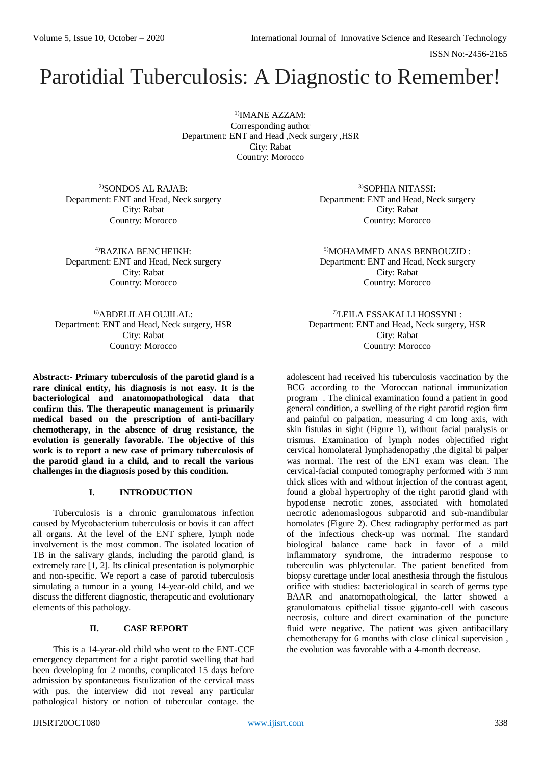# Parotidial Tuberculosis: A Diagnostic to Remember!

[1]IMANE AZZAM:
Corresponding author
Department: ENT and Head ,Neck surgery ,HSR
City: Rabat
Country: Morocco

[2]SONDOS AL RAJAB:
Department: ENT and Head, Neck surgery
City: Rabat
Country: Morocco

[3]SOPHIA NITASSI:
Department: ENT and Head, Neck surgery
City: Rabat
Country: Morocco

[4]RAZIKA BENCHEIKH:
Department: ENT and Head, Neck surgery
City: Rabat
Country: Morocco

[5]MOHAMMED ANAS BENBOUZID :
Department: ENT and Head, Neck surgery
City: Rabat
Country: Morocco

[6]ABDELILAH OUJILAL:
Department: ENT and Head, Neck surgery, HSR
City: Rabat
Country: Morocco

[7]LEILA ESSAKALLI HOSSYNI :
Department: ENT and Head, Neck surgery, HSR
City: Rabat
Country: Morocco

**Abstract:- Primary tuberculosis of the parotid gland is a rare clinical entity, his diagnosis is not easy. It is the bacteriological and anatomopathological data that confirm this. The therapeutic management is primarily medical based on the prescription of anti-bacillary chemotherapy, in the absence of drug resistance, the evolution is generally favorable. The objective of this work is to report a new case of primary tuberculosis of the parotid gland in a child, and to recall the various challenges in the diagnosis posed by this condition.**

## I. INTRODUCTION

Tuberculosis is a chronic granulomatous infection caused by Mycobacterium tuberculosis or bovis it can affect all organs. At the level of the ENT sphere, lymph node involvement is the most common. The isolated location of TB in the salivary glands, including the parotid gland, is extremely rare [1, 2]. Its clinical presentation is polymorphic and non-specific. We report a case of parotid tuberculosis simulating a tumour in a young 14-year-old child, and we discuss the different diagnostic, therapeutic and evolutionary elements of this pathology.

## II. CASE REPORT

This is a 14-year-old child who went to the ENT-CCF emergency department for a right parotid swelling that had been developing for 2 months, complicated 15 days before admission by spontaneous fistulization of the cervical mass with pus. the interview did not reveal any particular pathological history or notion of tubercular contage. the adolescent had received his tuberculosis vaccination by the BCG according to the Moroccan national immunization program . The clinical examination found a patient in good general condition, a swelling of the right parotid region firm and painful on palpation, measuring 4 cm long axis, with skin fistulas in sight (Figure 1), without facial paralysis or trismus. Examination of lymph nodes objectified right cervical homolateral lymphadenopathy ,the digital bi palper was normal. The rest of the ENT exam was clean. The cervical-facial computed tomography performed with 3 mm thick slices with and without injection of the contrast agent, found a global hypertrophy of the right parotid gland with hypodense necrotic zones, associated with homolated necrotic adenomaslogous subparotid and sub-mandibular homolates (Figure 2). Chest radiography performed as part of the infectious check-up was normal. The standard biological balance came back in favor of a mild inflammatory syndrome, the intradermo response to tuberculin was phlyctenular. The patient benefited from biopsy curettage under local anesthesia through the fistulous orifice with studies: bacteriological in search of germs type BAAR and anatomopathological, the latter showed a granulomatous epithelial tissue giganto-cell with caseous necrosis, culture and direct examination of the puncture fluid were negative. The patient was given antibacillary chemotherapy for 6 months with close clinical supervision , the evolution was favorable with a 4-month decrease.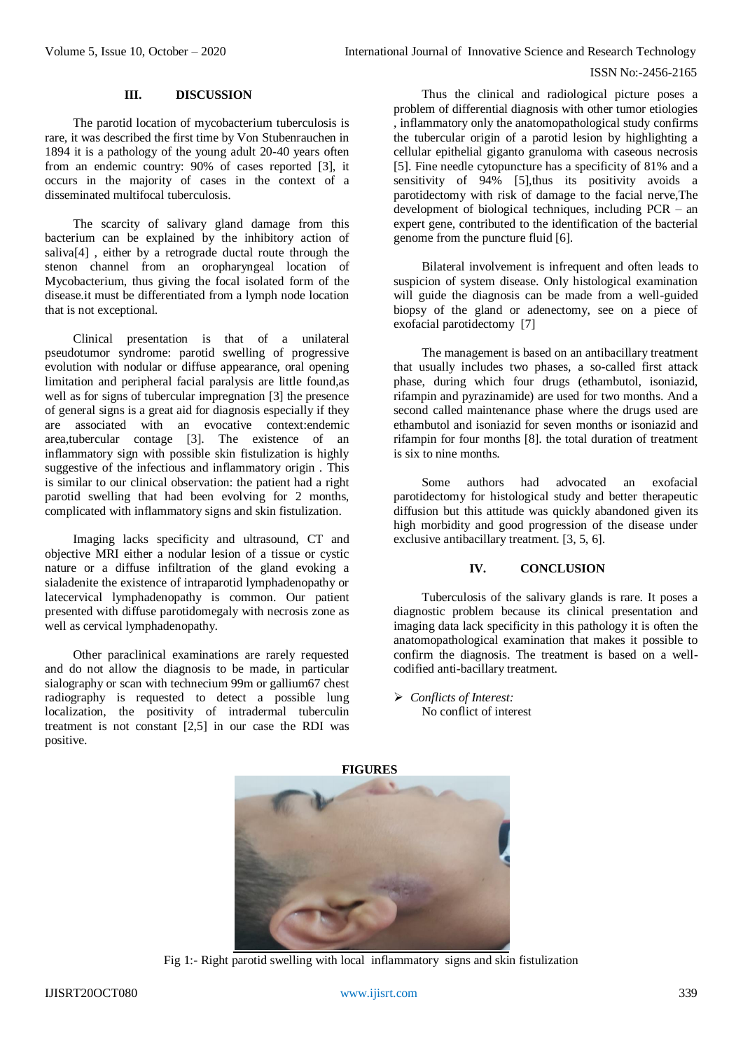## III. DISCUSSION

The parotid location of mycobacterium tuberculosis is rare, it was described the first time by Von Stubenrauchen in 1894 it is a pathology of the young adult 20-40 years often from an endemic country: 90% of cases reported [3], it occurs in the majority of cases in the context of a disseminated multifocal tuberculosis.

The scarcity of salivary gland damage from this bacterium can be explained by the inhibitory action of saliva[4] , either by a retrograde ductal route through the stenon channel from an oropharyngeal location of Mycobacterium, thus giving the focal isolated form of the disease.it must be differentiated from a lymph node location that is not exceptional.

Clinical presentation is that of a unilateral pseudotumor syndrome: parotid swelling of progressive evolution with nodular or diffuse appearance, oral opening limitation and peripheral facial paralysis are little found,as well as for signs of tubercular impregnation [3] the presence of general signs is a great aid for diagnosis especially if they are associated with an evocative context:endemic area,tubercular contage [3]. The existence of an inflammatory sign with possible skin fistulization is highly suggestive of the infectious and inflammatory origin . This is similar to our clinical observation: the patient had a right parotid swelling that had been evolving for 2 months, complicated with inflammatory signs and skin fistulization.

Imaging lacks specificity and ultrasound, CT and objective MRI either a nodular lesion of a tissue or cystic nature or a diffuse infiltration of the gland evoking a sialadenite the existence of intraparotid lymphadenopathy or latecervical lymphadenopathy is common. Our patient presented with diffuse parotidomegaly with necrosis zone as well as cervical lymphadenopathy.

Other paraclinical examinations are rarely requested and do not allow the diagnosis to be made, in particular sialography or scan with technecium 99m or gallium67 chest radiography is requested to detect a possible lung localization, the positivity of intradermal tuberculin treatment is not constant [2,5] in our case the RDI was positive.

Thus the clinical and radiological picture poses a problem of differential diagnosis with other tumor etiologies , inflammatory only the anatomopathological study confirms the tubercular origin of a parotid lesion by highlighting a cellular epithelial giganto granuloma with caseous necrosis [5]. Fine needle cytopuncture has a specificity of 81% and a sensitivity of 94% [5],thus its positivity avoids a parotidectomy with risk of damage to the facial nerve,The development of biological techniques, including PCR – an expert gene, contributed to the identification of the bacterial genome from the puncture fluid [6].

Bilateral involvement is infrequent and often leads to suspicion of system disease. Only histological examination will guide the diagnosis can be made from a well-guided biopsy of the gland or adenectomy, see on a piece of exofacial parotidectomy [7]

The management is based on an antibacillary treatment that usually includes two phases, a so-called first attack phase, during which four drugs (ethambutol, isoniazid, rifampin and pyrazinamide) are used for two months. And a second called maintenance phase where the drugs used are ethambutol and isoniazid for seven months or isoniazid and rifampin for four months [8]. the total duration of treatment is six to nine months.

Some authors had advocated an exofacial parotidectomy for histological study and better therapeutic diffusion but this attitude was quickly abandoned given its high morbidity and good progression of the disease under exclusive antibacillary treatment. [3, 5, 6].

## IV. CONCLUSION

Tuberculosis of the salivary glands is rare. It poses a diagnostic problem because its clinical presentation and imaging data lack specificity in this pathology it is often the anatomopathological examination that makes it possible to confirm the diagnosis. The treatment is based on a well-codified anti-bacillary treatment.

- *Conflicts of Interest:*
  No conflict of interest

## FIGURES

Fig 1:- Right parotid swelling with local inflammatory signs and skin fistulization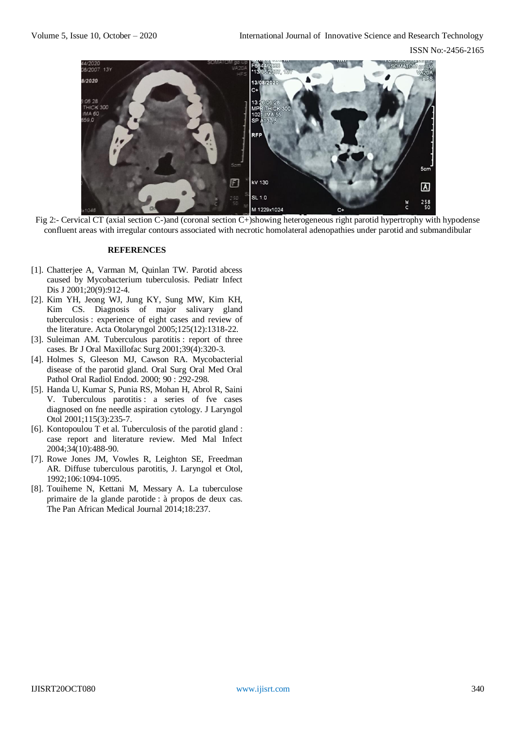Fig 2:- Cervical CT (axial section C-)and (coronal section C+)showing heterogeneous right parotid hypertrophy with hypodense confluent areas with irregular contours associated with necrotic homolateral adenopathies under parotid and submandibular

## REFERENCES

[1]. Chatterjee A, Varman M, Quinlan TW. Parotid abcess caused by Mycobacterium tuberculosis. Pediatr Infect Dis J 2001;20(9):912-4.

[2]. Kim YH, Jeong WJ, Jung KY, Sung MW, Kim KH, Kim CS. Diagnosis of major salivary gland tuberculosis : experience of eight cases and review of the literature. Acta Otolaryngol 2005;125(12):1318-22.

[3]. Suleiman AM. Tuberculous parotitis : report of three cases. Br J Oral Maxillofac Surg 2001;39(4):320-3.

[4]. Holmes S, Gleeson MJ, Cawson RA. Mycobacterial disease of the parotid gland. Oral Surg Oral Med Oral Pathol Oral Radiol Endod. 2000; 90 : 292-298.

[5]. Handa U, Kumar S, Punia RS, Mohan H, Abrol R, Saini V. Tuberculous parotitis : a series of fve cases diagnosed on fne needle aspiration cytology. J Laryngol Otol 2001;115(3):235-7.

[6]. Kontopoulou T et al. Tuberculosis of the parotid gland : case report and literature review. Med Mal Infect 2004;34(10):488-90.

[7]. Rowe Jones JM, Vowles R, Leighton SE, Freedman AR. Diffuse tuberculous parotitis, J. Laryngol et Otol, 1992;106:1094-1095.

[8]. Touiheme N, Kettani M, Messary A. La tuberculose primaire de la glande parotide : à propos de deux cas. The Pan African Medical Journal 2014;18:237.